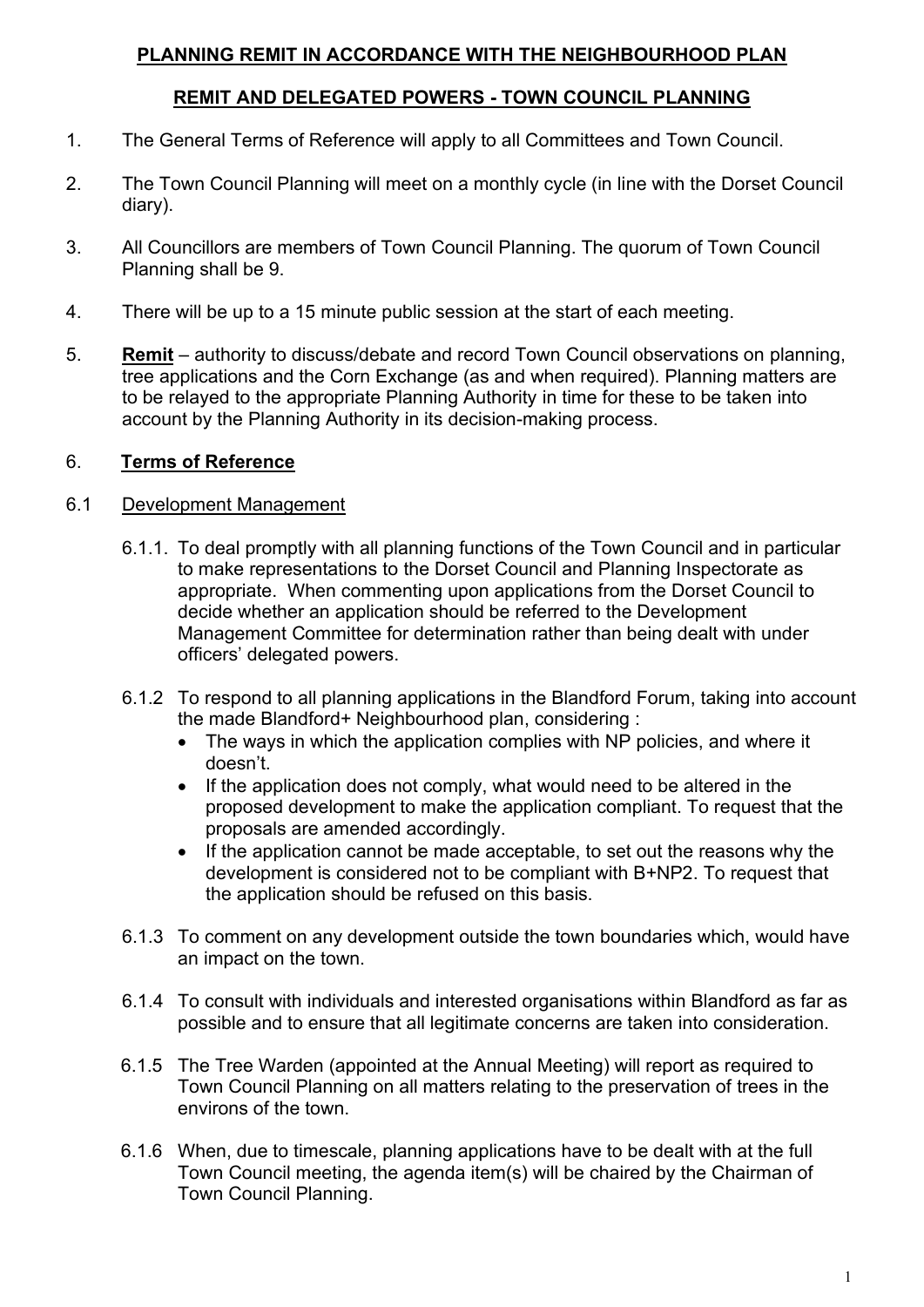## **PLANNING REMIT IN ACCORDANCE WITH THE NEIGHBOURHOOD PLAN**

## **REMIT AND DELEGATED POWERS - TOWN COUNCIL PLANNING**

1. The General Terms of Reference will apply to all Committees and Town Council.

2. The Town Council Planning will meet on a monthly cycle (in line with the Dorset Council diary).

3. All Councillors are members of Town Council Planning. The quorum of Town Council Planning shall be 9.

4. There will be up to a 15 minute public session at the start of each meeting.

5. **Remit** – authority to discuss/debate and record Town Council observations on planning, tree applications and the Corn Exchange (as and when required). Planning matters are to be relayed to the appropriate Planning Authority in time for these to be taken into account by the Planning Authority in its decision-making process.

6. **Terms of Reference**

6.1 Development Management

6.1.1. To deal promptly with all planning functions of the Town Council and in particular to make representations to the Dorset Council and Planning Inspectorate as appropriate. When commenting upon applications from the Dorset Council to decide whether an application should be referred to the Development Management Committee for determination rather than being dealt with under officers' delegated powers.

6.1.2 To respond to all planning applications in the Blandford Forum, taking into account the made Blandford+ Neighbourhood plan, considering :

- The ways in which the application complies with NP policies, and where it doesn't.
- If the application does not comply, what would need to be altered in the proposed development to make the application compliant. To request that the proposals are amended accordingly.
- If the application cannot be made acceptable, to set out the reasons why the development is considered not to be compliant with B+NP2. To request that the application should be refused on this basis.

6.1.3 To comment on any development outside the town boundaries which, would have an impact on the town.

6.1.4 To consult with individuals and interested organisations within Blandford as far as possible and to ensure that all legitimate concerns are taken into consideration.

6.1.5 The Tree Warden (appointed at the Annual Meeting) will report as required to Town Council Planning on all matters relating to the preservation of trees in the environs of the town.

6.1.6 When, due to timescale, planning applications have to be dealt with at the full Town Council meeting, the agenda item(s) will be chaired by the Chairman of Town Council Planning.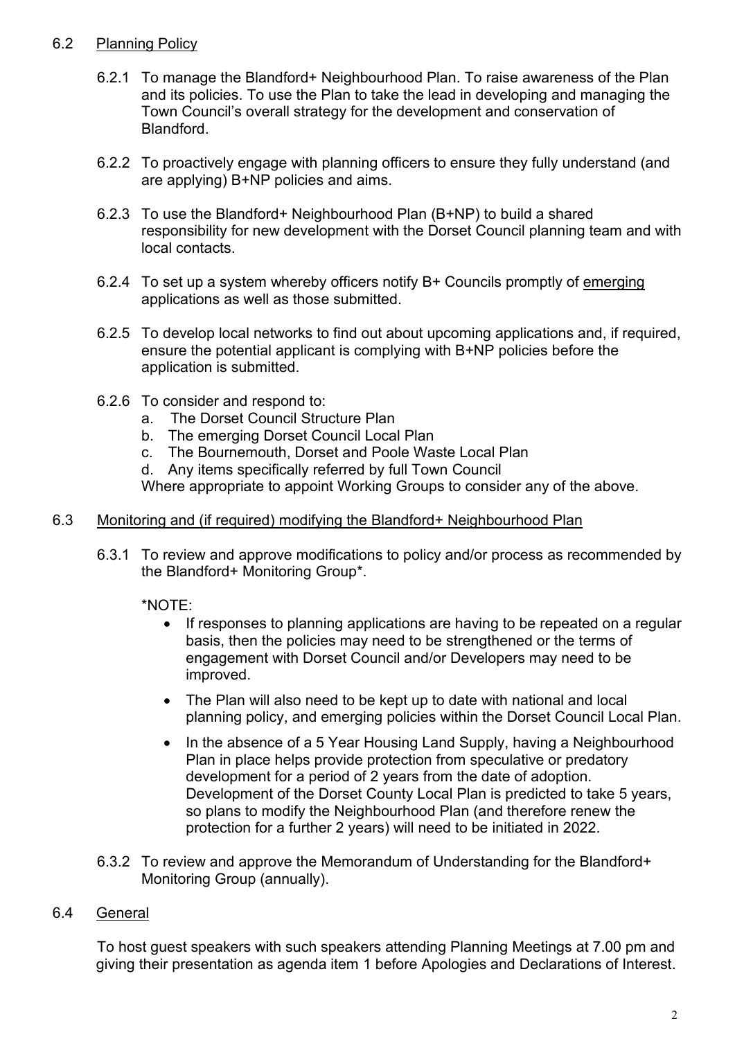## 6.2 Planning Policy

6.2.1 To manage the Blandford+ Neighbourhood Plan. To raise awareness of the Plan and its policies. To use the Plan to take the lead in developing and managing the Town Council's overall strategy for the development and conservation of Blandford.

6.2.2 To proactively engage with planning officers to ensure they fully understand (and are applying) B+NP policies and aims.

6.2.3 To use the Blandford+ Neighbourhood Plan (B+NP) to build a shared responsibility for new development with the Dorset Council planning team and with local contacts.

6.2.4 To set up a system whereby officers notify B+ Councils promptly of emerging applications as well as those submitted.

6.2.5 To develop local networks to find out about upcoming applications and, if required, ensure the potential applicant is complying with B+NP policies before the application is submitted.

6.2.6 To consider and respond to:

a. The Dorset Council Structure Plan
b. The emerging Dorset Council Local Plan
c. The Bournemouth, Dorset and Poole Waste Local Plan
d. Any items specifically referred by full Town Council

Where appropriate to appoint Working Groups to consider any of the above.

## 6.3 Monitoring and (if required) modifying the Blandford+ Neighbourhood Plan

6.3.1 To review and approve modifications to policy and/or process as recommended by the Blandford+ Monitoring Group*.

*NOTE:

- If responses to planning applications are having to be repeated on a regular basis, then the policies may need to be strengthened or the terms of engagement with Dorset Council and/or Developers may need to be improved.
- The Plan will also need to be kept up to date with national and local planning policy, and emerging policies within the Dorset Council Local Plan.
- In the absence of a 5 Year Housing Land Supply, having a Neighbourhood Plan in place helps provide protection from speculative or predatory development for a period of 2 years from the date of adoption. Development of the Dorset County Local Plan is predicted to take 5 years, so plans to modify the Neighbourhood Plan (and therefore renew the protection for a further 2 years) will need to be initiated in 2022.

6.3.2 To review and approve the Memorandum of Understanding for the Blandford+ Monitoring Group (annually).

## 6.4 General

To host guest speakers with such speakers attending Planning Meetings at 7.00 pm and giving their presentation as agenda item 1 before Apologies and Declarations of Interest.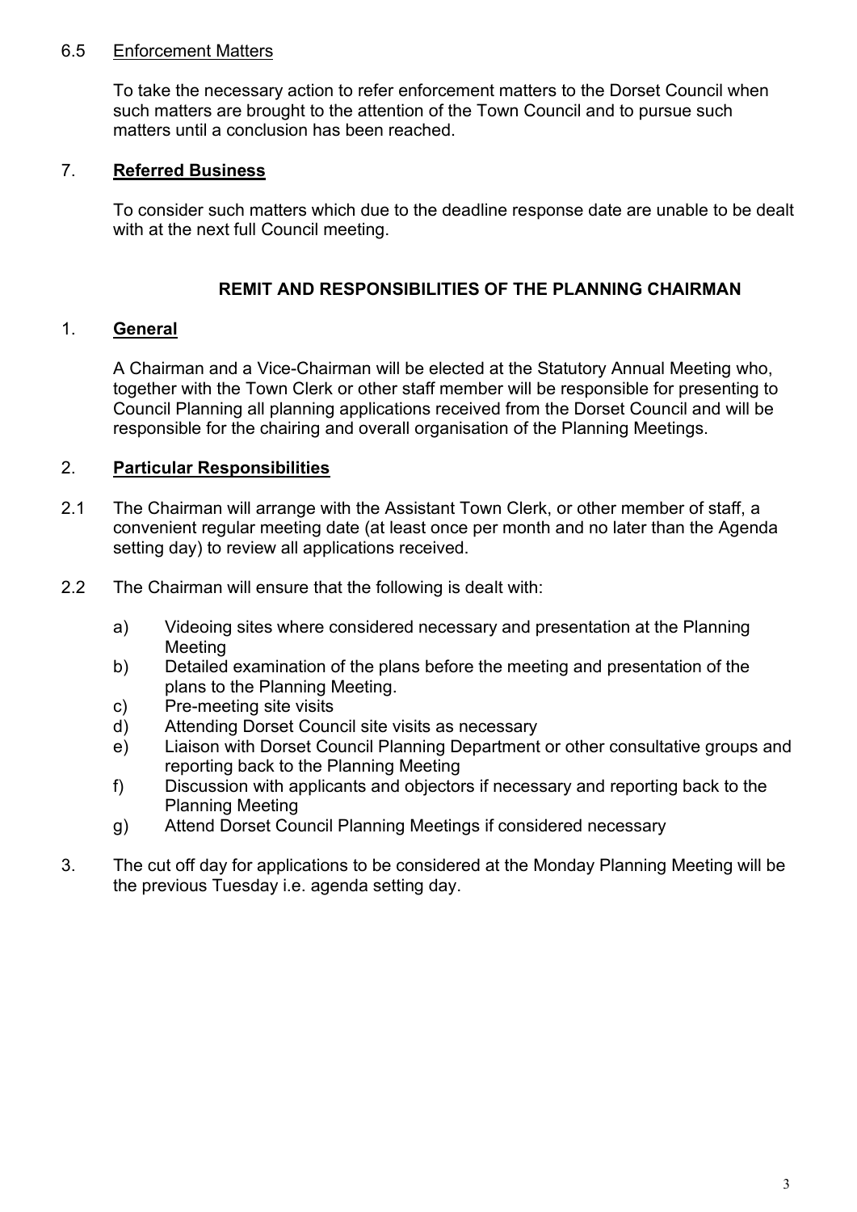6.5 Enforcement Matters

To take the necessary action to refer enforcement matters to the Dorset Council when such matters are brought to the attention of the Town Council and to pursue such matters until a conclusion has been reached.

7. **Referred Business**

To consider such matters which due to the deadline response date are unable to be dealt with at the next full Council meeting.

## REMIT AND RESPONSIBILITIES OF THE PLANNING CHAIRMAN

1. **General**

A Chairman and a Vice-Chairman will be elected at the Statutory Annual Meeting who, together with the Town Clerk or other staff member will be responsible for presenting to Council Planning all planning applications received from the Dorset Council and will be responsible for the chairing and overall organisation of the Planning Meetings.

2. **Particular Responsibilities**

2.1 The Chairman will arrange with the Assistant Town Clerk, or other member of staff, a convenient regular meeting date (at least once per month and no later than the Agenda setting day) to review all applications received.

2.2 The Chairman will ensure that the following is dealt with:

a) Videoing sites where considered necessary and presentation at the Planning Meeting
b) Detailed examination of the plans before the meeting and presentation of the plans to the Planning Meeting.
c) Pre-meeting site visits
d) Attending Dorset Council site visits as necessary
e) Liaison with Dorset Council Planning Department or other consultative groups and reporting back to the Planning Meeting
f) Discussion with applicants and objectors if necessary and reporting back to the Planning Meeting
g) Attend Dorset Council Planning Meetings if considered necessary

3. The cut off day for applications to be considered at the Monday Planning Meeting will be the previous Tuesday i.e. agenda setting day.